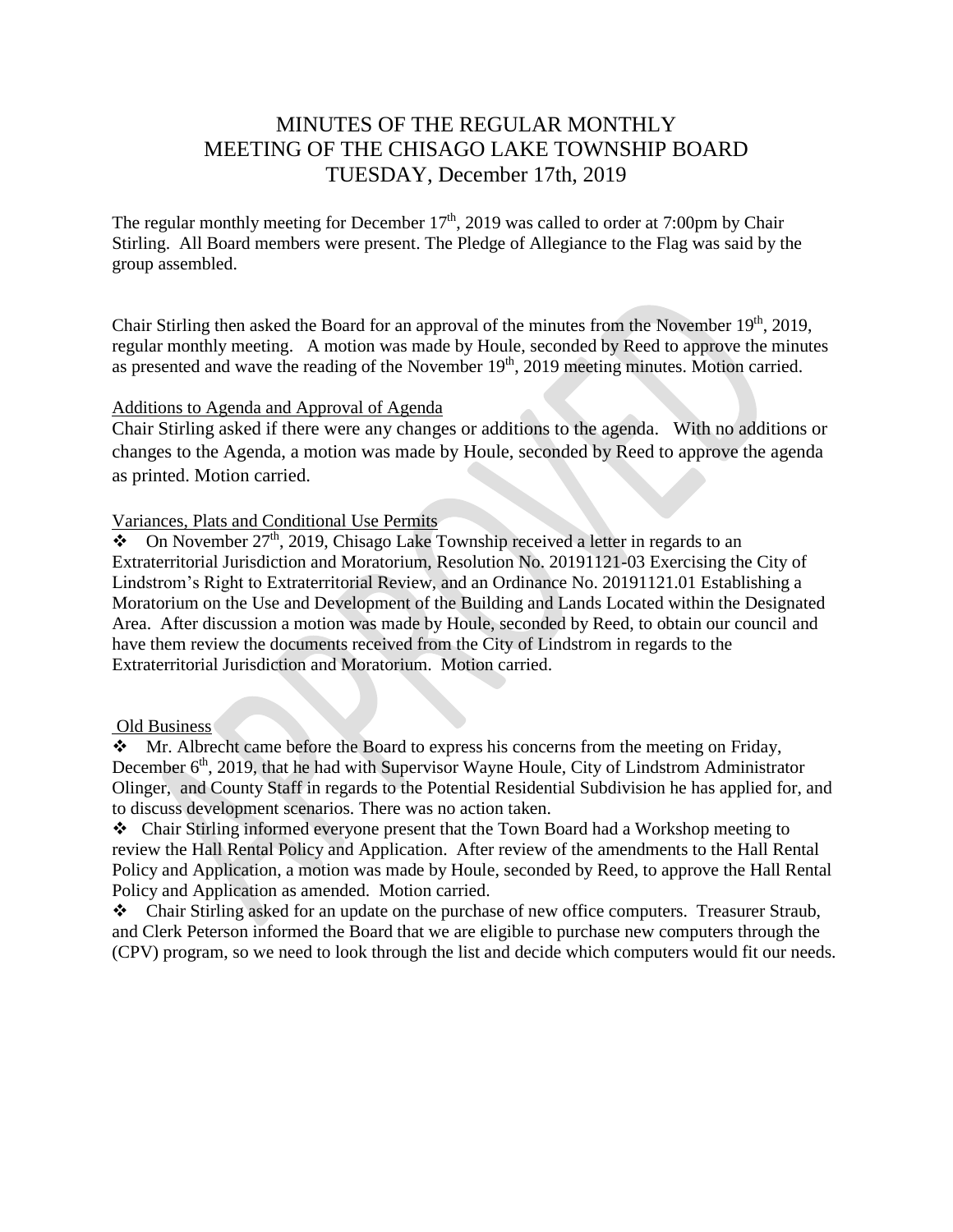# MINUTES OF THE REGULAR MONTHLY MEETING OF THE CHISAGO LAKE TOWNSHIP BOARD TUESDAY, December 17th, 2019

The regular monthly meeting for December 17th, 2019 was called to order at 7:00pm by Chair Stirling. All Board members were present. The Pledge of Allegiance to the Flag was said by the group assembled.

Chair Stirling then asked the Board for an approval of the minutes from the November 19th, 2019, regular monthly meeting. A motion was made by Houle, seconded by Reed to approve the minutes as presented and wave the reading of the November 19th, 2019 meeting minutes. Motion carried.

Additions to Agenda and Approval of Agenda

Chair Stirling asked if there were any changes or additions to the agenda. With no additions or changes to the Agenda, a motion was made by Houle, seconded by Reed to approve the agenda as printed. Motion carried.

Variances, Plats and Conditional Use Permits

- On November 27th, 2019, Chisago Lake Township received a letter in regards to an Extraterritorial Jurisdiction and Moratorium, Resolution No. 20191121-03 Exercising the City of Lindstrom's Right to Extraterritorial Review, and an Ordinance No. 20191121.01 Establishing a Moratorium on the Use and Development of the Building and Lands Located within the Designated Area. After discussion a motion was made by Houle, seconded by Reed, to obtain our council and have them review the documents received from the City of Lindstrom in regards to the Extraterritorial Jurisdiction and Moratorium. Motion carried.

Old Business

- Mr. Albrecht came before the Board to express his concerns from the meeting on Friday, December 6th, 2019, that he had with Supervisor Wayne Houle, City of Lindstrom Administrator Olinger, and County Staff in regards to the Potential Residential Subdivision he has applied for, and to discuss development scenarios. There was no action taken.
- Chair Stirling informed everyone present that the Town Board had a Workshop meeting to review the Hall Rental Policy and Application. After review of the amendments to the Hall Rental Policy and Application, a motion was made by Houle, seconded by Reed, to approve the Hall Rental Policy and Application as amended. Motion carried.
- Chair Stirling asked for an update on the purchase of new office computers. Treasurer Straub, and Clerk Peterson informed the Board that we are eligible to purchase new computers through the (CPV) program, so we need to look through the list and decide which computers would fit our needs.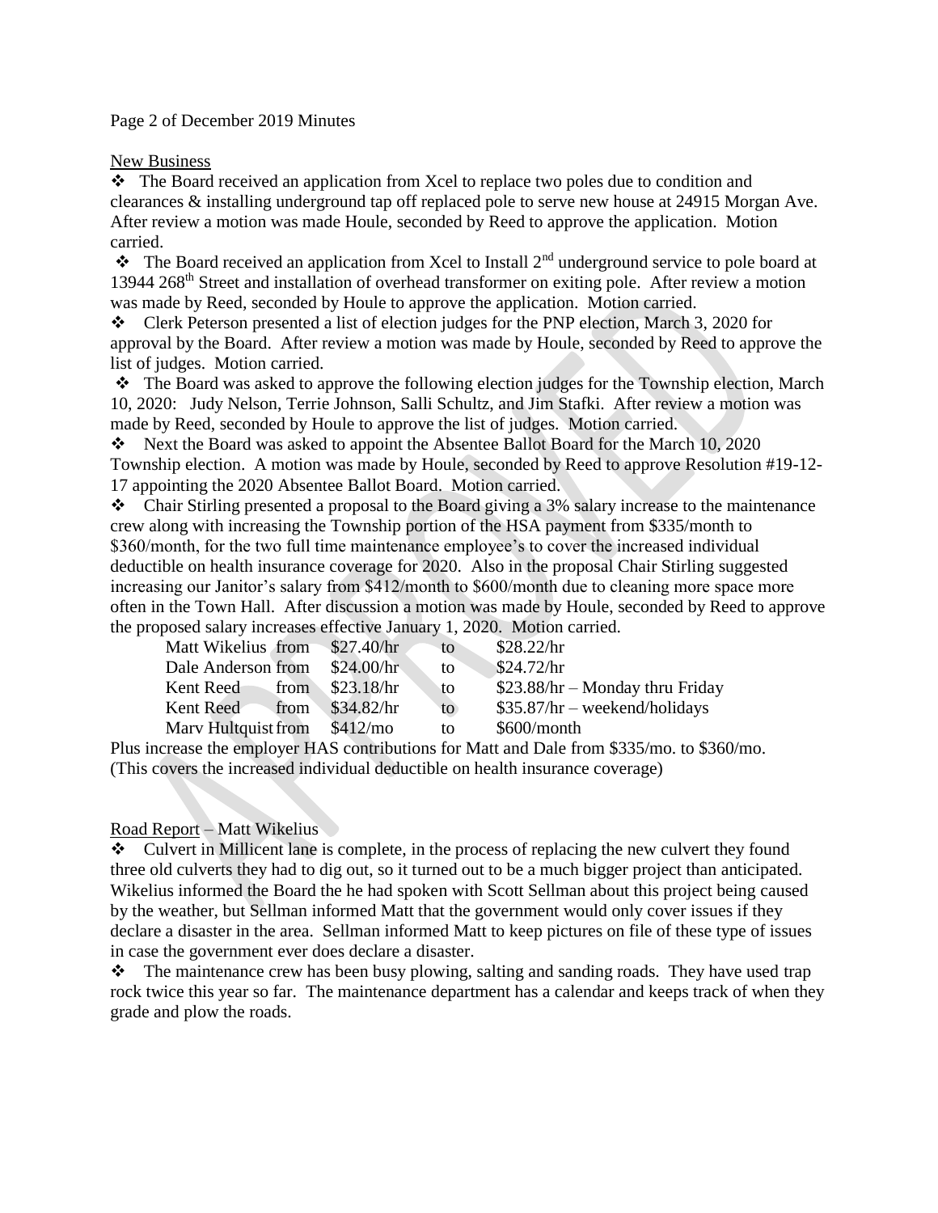Page 2 of December 2019 Minutes

New Business

- The Board received an application from Xcel to replace two poles due to condition and clearances & installing underground tap off replaced pole to serve new house at 24915 Morgan Ave. After review a motion was made Houle, seconded by Reed to approve the application. Motion carried.
- The Board received an application from Xcel to Install 2nd underground service to pole board at 13944 268th Street and installation of overhead transformer on exiting pole. After review a motion was made by Reed, seconded by Houle to approve the application. Motion carried.
- Clerk Peterson presented a list of election judges for the PNP election, March 3, 2020 for approval by the Board. After review a motion was made by Houle, seconded by Reed to approve the list of judges. Motion carried.
- The Board was asked to approve the following election judges for the Township election, March 10, 2020: Judy Nelson, Terrie Johnson, Salli Schultz, and Jim Stafki. After review a motion was made by Reed, seconded by Houle to approve the list of judges. Motion carried.
- Next the Board was asked to appoint the Absentee Ballot Board for the March 10, 2020 Township election. A motion was made by Houle, seconded by Reed to approve Resolution #19-12-17 appointing the 2020 Absentee Ballot Board. Motion carried.
- Chair Stirling presented a proposal to the Board giving a 3% salary increase to the maintenance crew along with increasing the Township portion of the HSA payment from $335/month to $360/month, for the two full time maintenance employee's to cover the increased individual deductible on health insurance coverage for 2020. Also in the proposal Chair Stirling suggested increasing our Janitor's salary from $412/month to $600/month due to cleaning more space more often in the Town Hall. After discussion a motion was made by Houle, seconded by Reed to approve the proposed salary increases effective January 1, 2020. Motion carried.

| | | | | |
|---|---|---|---|---|
| Matt Wikelius | from | $27.40/hr | to | $28.22/hr |
| Dale Anderson | from | $24.00/hr | to | $24.72/hr |
| Kent Reed | from | $23.18/hr | to | $23.88/hr – Monday thru Friday |
| Kent Reed | from | $34.82/hr | to | $35.87/hr – weekend/holidays |
| Marv Hultquist | from | $412/mo | to | $600/month |

Plus increase the employer HAS contributions for Matt and Dale from $335/mo. to $360/mo. (This covers the increased individual deductible on health insurance coverage)

Road Report – Matt Wikelius

- Culvert in Millicent lane is complete, in the process of replacing the new culvert they found three old culverts they had to dig out, so it turned out to be a much bigger project than anticipated. Wikelius informed the Board the he had spoken with Scott Sellman about this project being caused by the weather, but Sellman informed Matt that the government would only cover issues if they declare a disaster in the area. Sellman informed Matt to keep pictures on file of these type of issues in case the government ever does declare a disaster.
- The maintenance crew has been busy plowing, salting and sanding roads. They have used trap rock twice this year so far. The maintenance department has a calendar and keeps track of when they grade and plow the roads.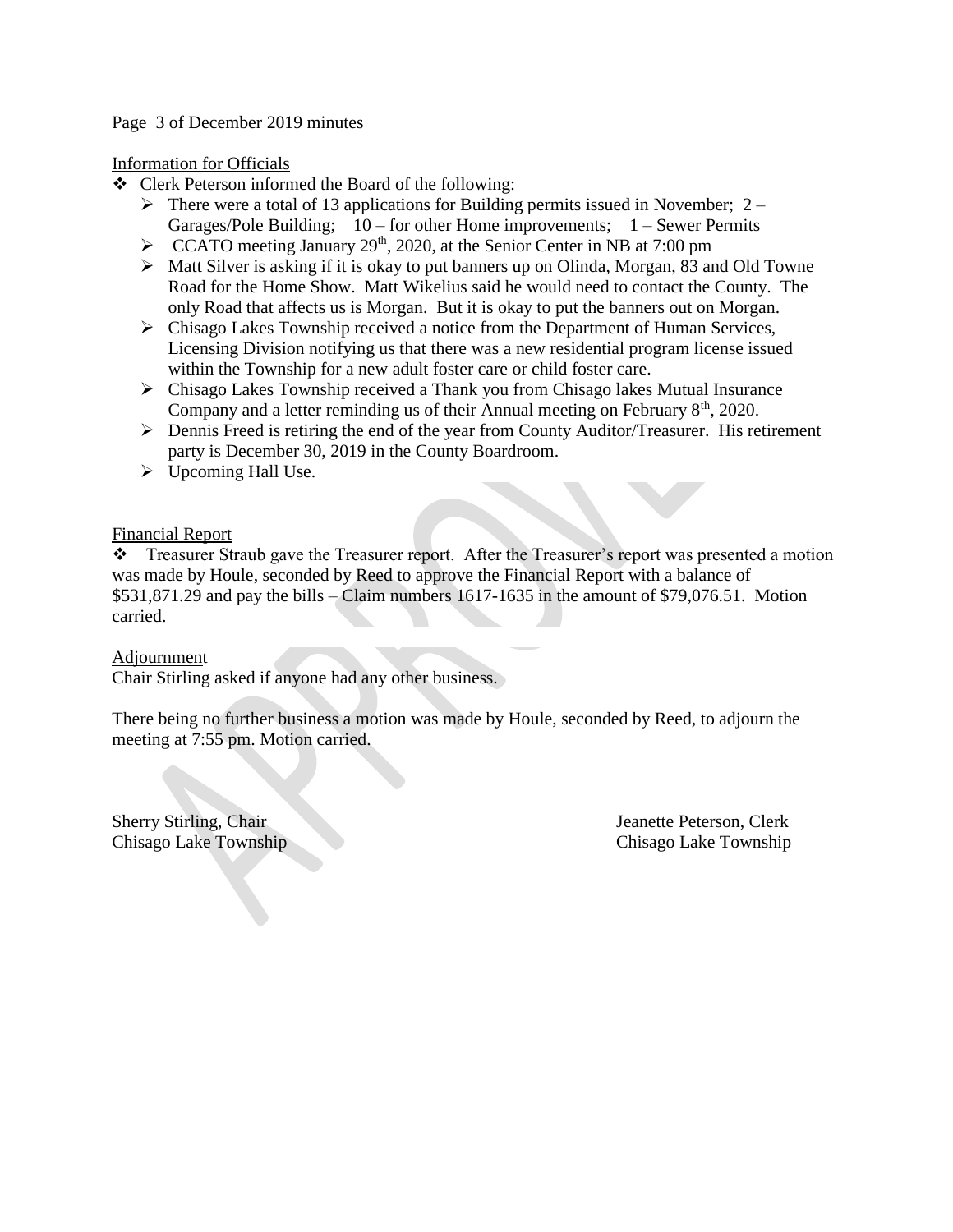Page 3 of December 2019 minutes

Information for Officials

- Clerk Peterson informed the Board of the following:
  - There were a total of 13 applications for Building permits issued in November; 2 – Garages/Pole Building; 10 – for other Home improvements; 1 – Sewer Permits
  - CCATO meeting January 29th, 2020, at the Senior Center in NB at 7:00 pm
  - Matt Silver is asking if it is okay to put banners up on Olinda, Morgan, 83 and Old Towne Road for the Home Show. Matt Wikelius said he would need to contact the County. The only Road that affects us is Morgan. But it is okay to put the banners out on Morgan.
  - Chisago Lakes Township received a notice from the Department of Human Services, Licensing Division notifying us that there was a new residential program license issued within the Township for a new adult foster care or child foster care.
  - Chisago Lakes Township received a Thank you from Chisago lakes Mutual Insurance Company and a letter reminding us of their Annual meeting on February 8th, 2020.
  - Dennis Freed is retiring the end of the year from County Auditor/Treasurer. His retirement party is December 30, 2019 in the County Boardroom.
  - Upcoming Hall Use.

Financial Report

- Treasurer Straub gave the Treasurer report. After the Treasurer's report was presented a motion was made by Houle, seconded by Reed to approve the Financial Report with a balance of $531,871.29 and pay the bills – Claim numbers 1617-1635 in the amount of $79,076.51. Motion carried.

Adjournment

Chair Stirling asked if anyone had any other business.

There being no further business a motion was made by Houle, seconded by Reed, to adjourn the meeting at 7:55 pm. Motion carried.

Sherry Stirling, Chair
Chisago Lake Township

Jeanette Peterson, Clerk
Chisago Lake Township